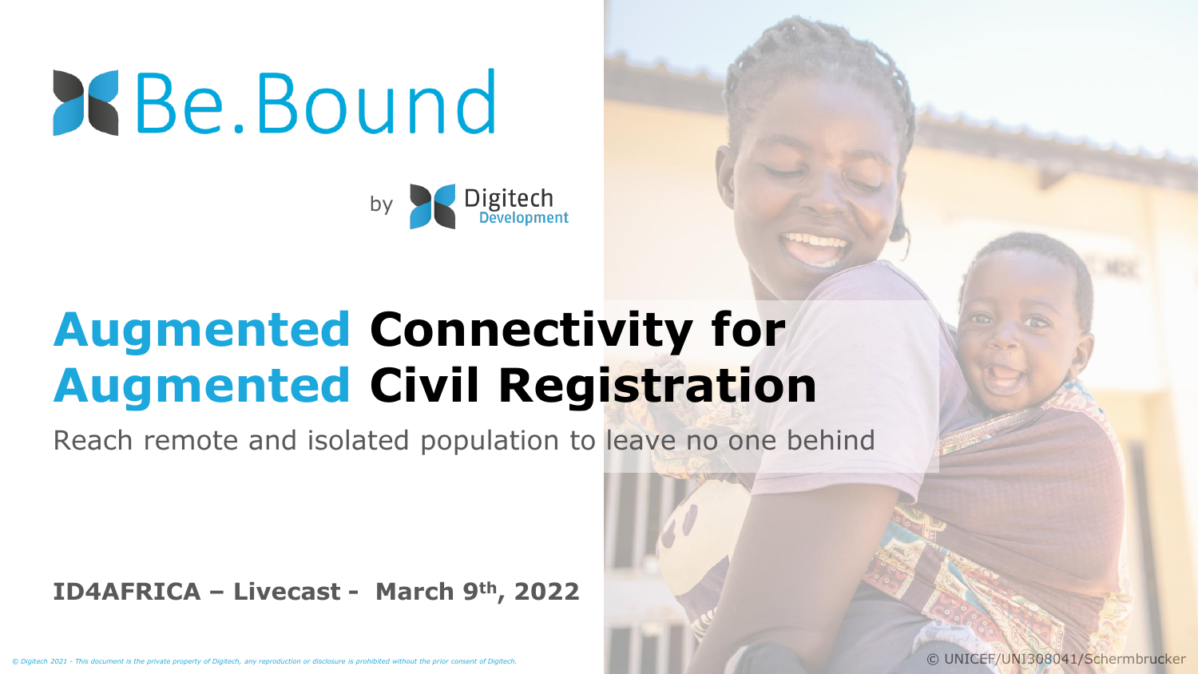# Be.Bound

by Digitech Development

# Augmented Connectivity for Augmented Civil Registration

Reach remote and isolated population to leave no one behind

**ID4AFRICA – Livecast - March 9th, 2022**

*© Digitech 2021 - This document is the private property of Digitech, any reproduction or disclosure is prohibited without the prior consent of Digitech.*

© UNICEF/UNI308041/Schermbrucker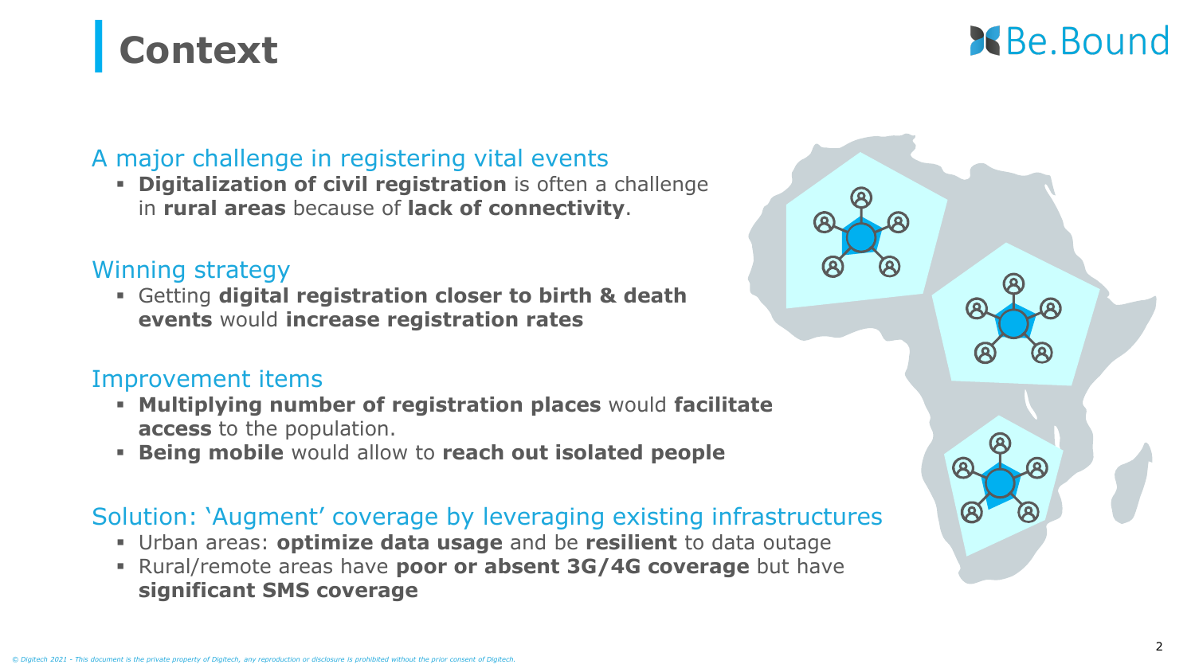# Context

## A major challenge in registering vital events

- **Digitalization of civil registration** is often a challenge in **rural areas** because of **lack of connectivity**.

## Winning strategy

- Getting **digital registration closer to birth & death events** would **increase registration rates**

## Improvement items

- **Multiplying number of registration places** would **facilitate access** to the population.
- **Being mobile** would allow to **reach out isolated people**

## Solution: 'Augment' coverage by leveraging existing infrastructures

- Urban areas: **optimize data usage** and be **resilient** to data outage
- Rural/remote areas have **poor or absent 3G/4G coverage** but have **significant SMS coverage**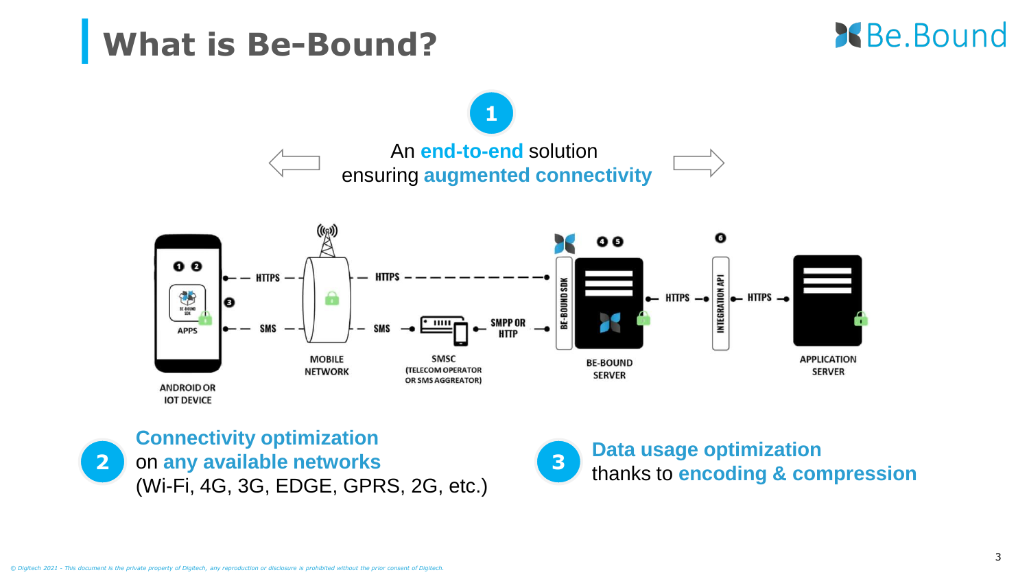# What is Be-Bound?

**1**

An **end-to-end** solution
ensuring **augmented connectivity**

ANDROID OR IOT DEVICE — APPS — HTTPS / SMS — MOBILE NETWORK — HTTPS / SMS — SMSC (TELECOM OPERATOR OR SMS AGGREGATOR) — SMPP OR HTTP — BE-BOUND SDK — BE-BOUND SERVER — HTTPS — INTEGRATION API — HTTPS — APPLICATION SERVER

**2** **Connectivity optimization**
on **any available networks**
(Wi-Fi, 4G, 3G, EDGE, GPRS, 2G, etc.)

**3** **Data usage optimization**
thanks to **encoding & compression**

*© Digitech 2021 - This document is the private property of Digitech, any reproduction or disclosure is prohibited without the prior consent of Digitech.*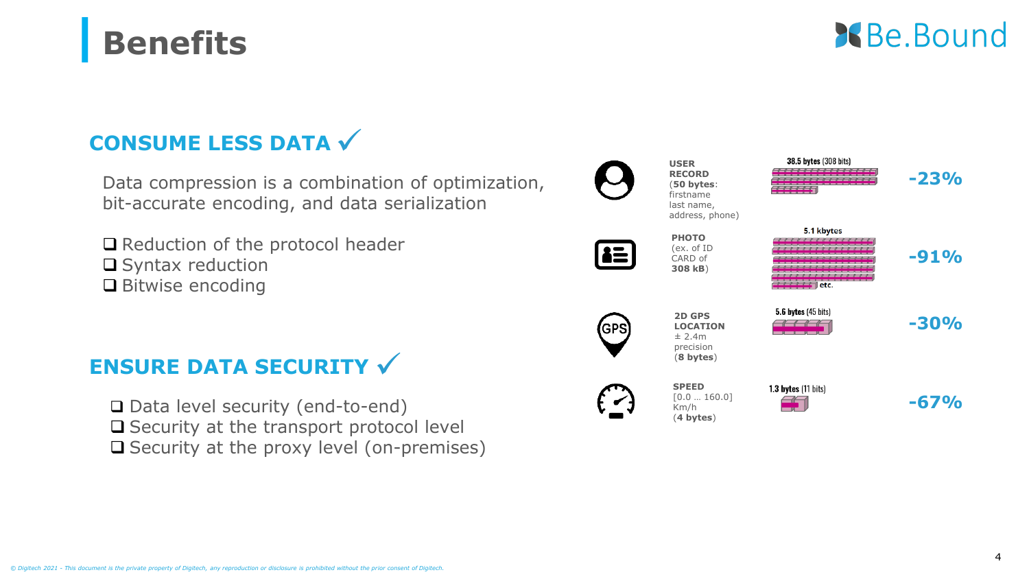# Benefits

## CONSUME LESS DATA ✓

Data compression is a combination of optimization, bit-accurate encoding, and data serialization

- ❑ Reduction of the protocol header
- ❑ Syntax reduction
- ❑ Bitwise encoding

| Data | Encoded size | Reduction |
| --- | --- | --- |
| **USER RECORD** (**50 bytes**: firstname last name, address, phone) | **38.5 bytes** (308 bits) | **-23%** |
| **PHOTO** (ex. of ID CARD of **308 kB**) | **5.1 kbytes** | **-91%** |
| **2D GPS LOCATION** ± 2.4m precision (**8 bytes**) | **5.6 bytes** (45 bits) | **-30%** |
| **SPEED** [0.0 … 160.0] Km/h (**4 bytes**) | **1.3 bytes** (11 bits) | **-67%** |

## ENSURE DATA SECURITY ✓

- ❑ Data level security (end-to-end)
- ❑ Security at the transport protocol level
- ❑ Security at the proxy level (on-premises)

*© Digitech 2021 - This document is the private property of Digitech, any reproduction or disclosure is prohibited without the prior consent of Digitech.*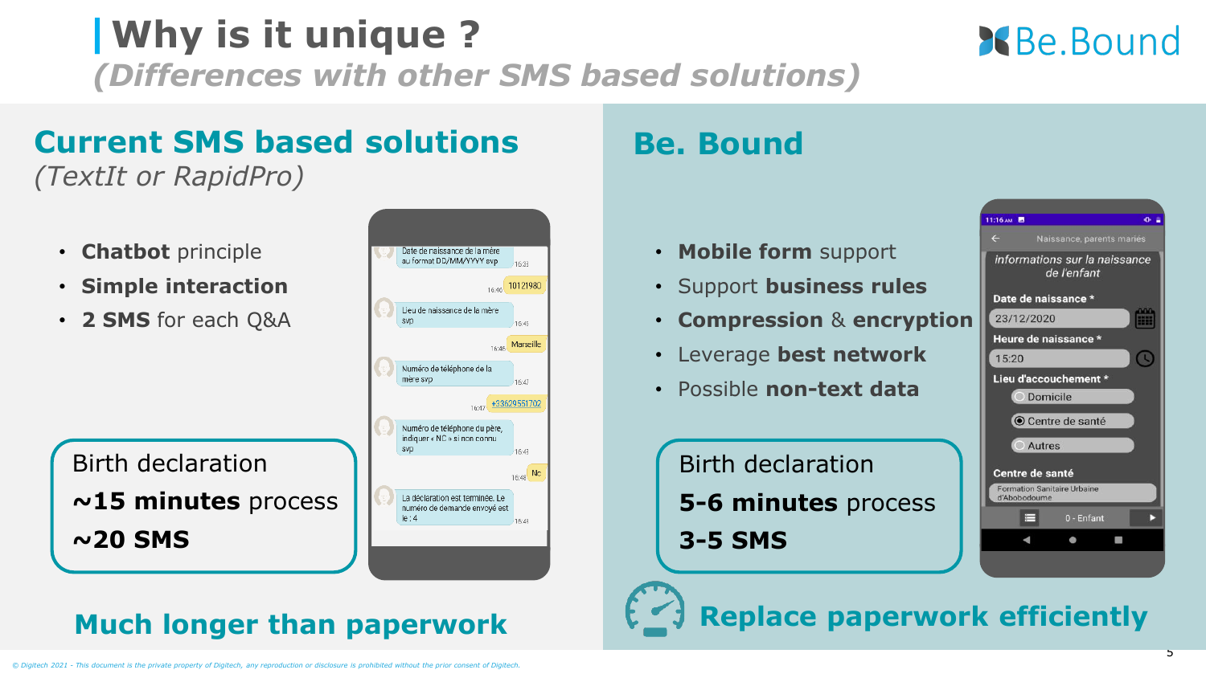# Why is it unique ?

*(Differences with other SMS based solutions)*

## Current SMS based solutions

*(TextIt or RapidPro)*

- **Chatbot** principle
- **Simple interaction**
- **2 SMS** for each Q&A

Birth declaration

**~15 minutes** process

**~20 SMS**

**Much longer than paperwork**

## Be. Bound

- **Mobile form** support
- Support **business rules**
- **Compression** & **encryption**
- Leverage **best network**
- Possible **non-text data**

Birth declaration

**5-6 minutes** process

**3-5 SMS**

**Replace paperwork efficiently**

© Digitech 2021 - This document is the private property of Digitech, any reproduction or disclosure is prohibited without the prior consent of Digitech.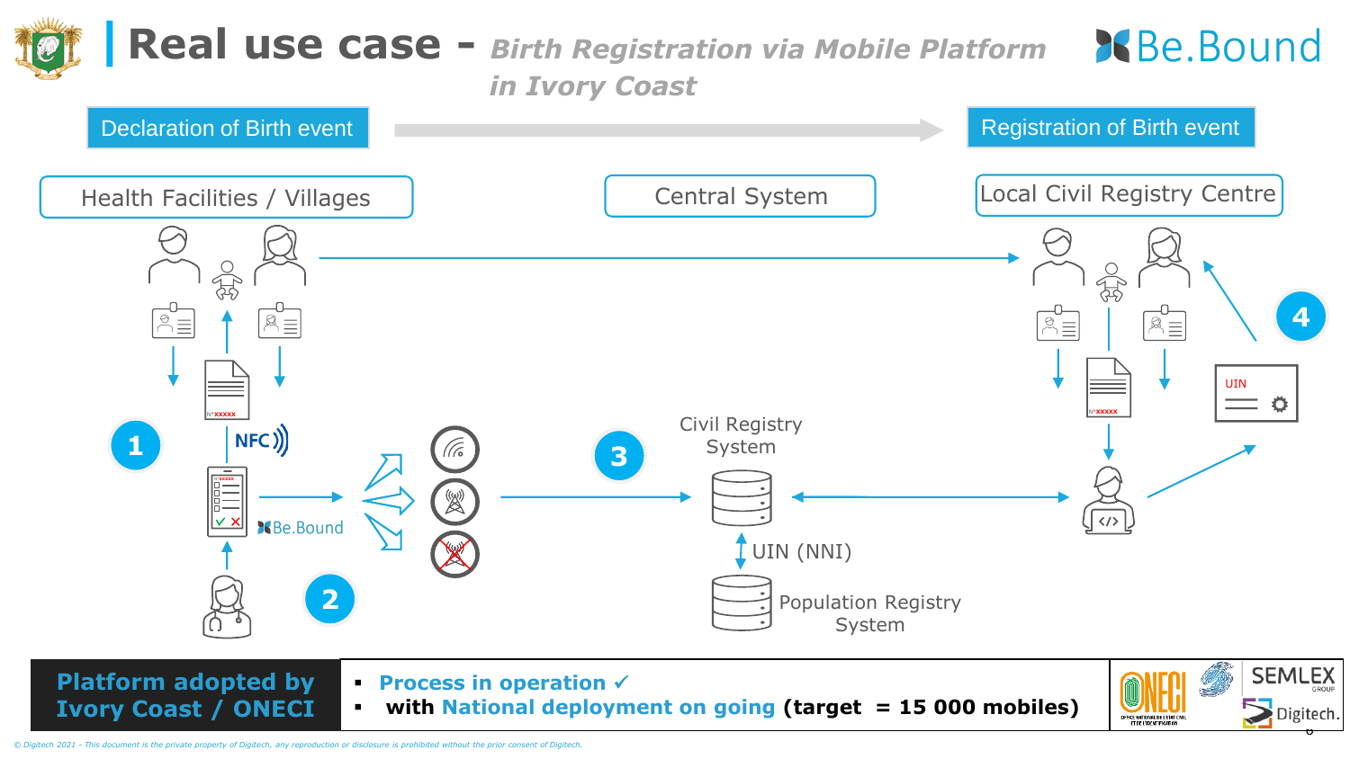# Real use case - *Birth Registration via Mobile Platform in Ivory Coast*

Be.Bound

Declaration of Birth event → Registration of Birth event

Health Facilities / Villages

Central System

Local Civil Registry Centre

1

NFC

Be.Bound

2

3

Civil Registry System

UIN (NNI)

Population Registry System

4

UIN

**Platform adopted by Ivory Coast / ONECI**

- **Process in operation ✓**
- **with National deployment on going (target = 15 000 mobiles)**

ONECI SEMLEX GROUP Digitech.

*© Digitech 2021 - This document is the private property of Digitech, any reproduction or disclosure is prohibited without the prior consent of Digitech.*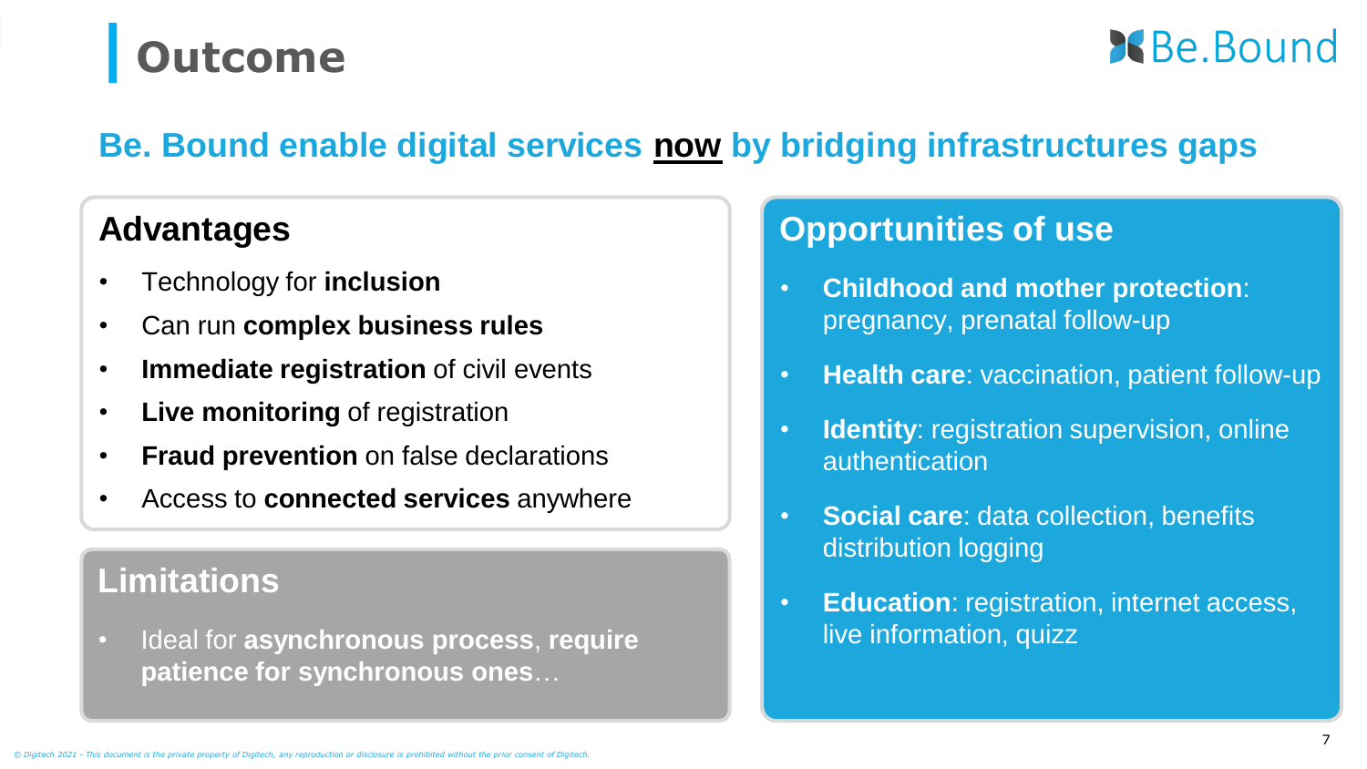# Outcome

Be.Bound

## Be. Bound enable digital services <u>now</u> by bridging infrastructures gaps

### Advantages

- Technology for **inclusion**
- Can run **complex business rules**
- **Immediate registration** of civil events
- **Live monitoring** of registration
- **Fraud prevention** on false declarations
- Access to **connected services** anywhere

### Limitations

- Ideal for **asynchronous process**, **require patience for synchronous ones**…

### Opportunities of use

- **Childhood and mother protection**: pregnancy, prenatal follow-up
- **Health care**: vaccination, patient follow-up
- **Identity**: registration supervision, online authentication
- **Social care**: data collection, benefits distribution logging
- **Education**: registration, internet access, live information, quizz

*© Digitech 2021 - This document is the private property of Digitech, any reproduction or disclosure is prohibited without the prior consent of Digitech.*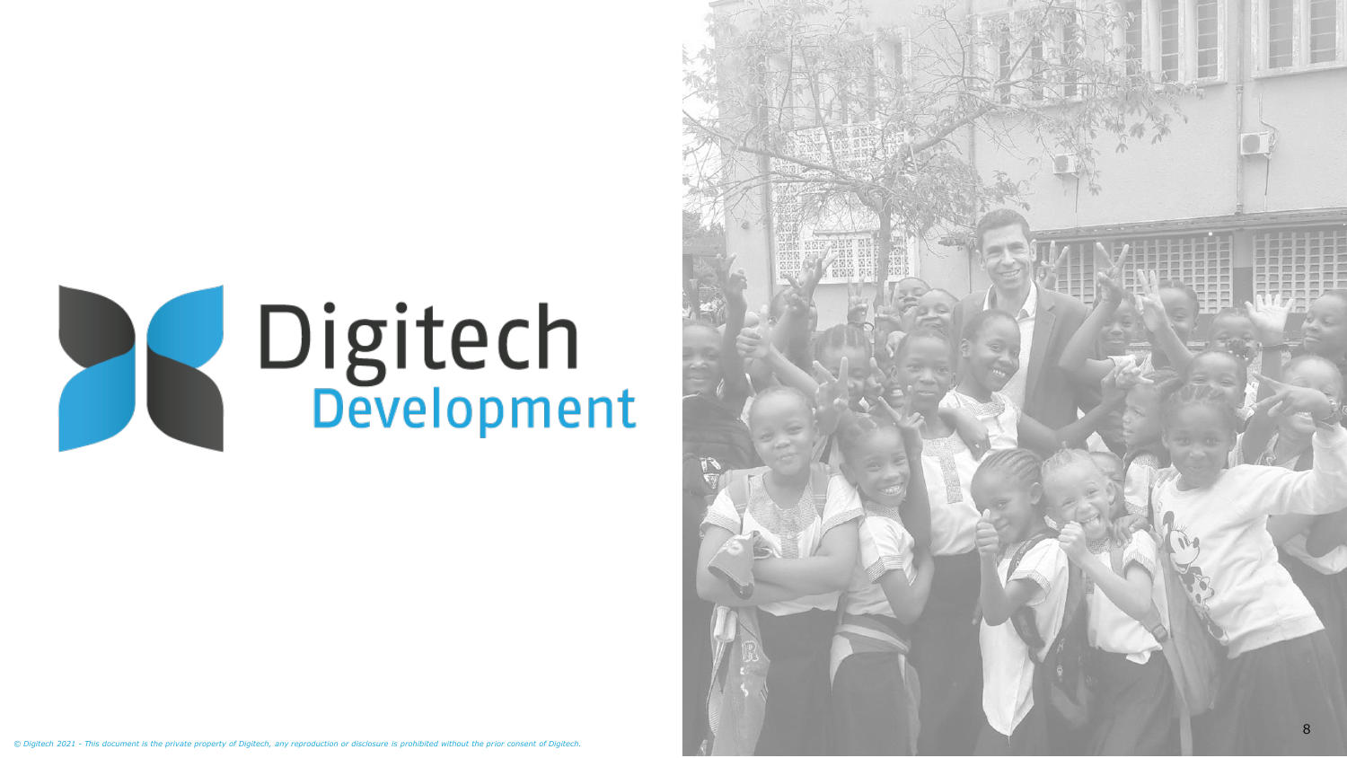Digitech Development

*© Digitech 2021 - This document is the private property of Digitech, any reproduction or disclosure is prohibited without the prior consent of Digitech.*